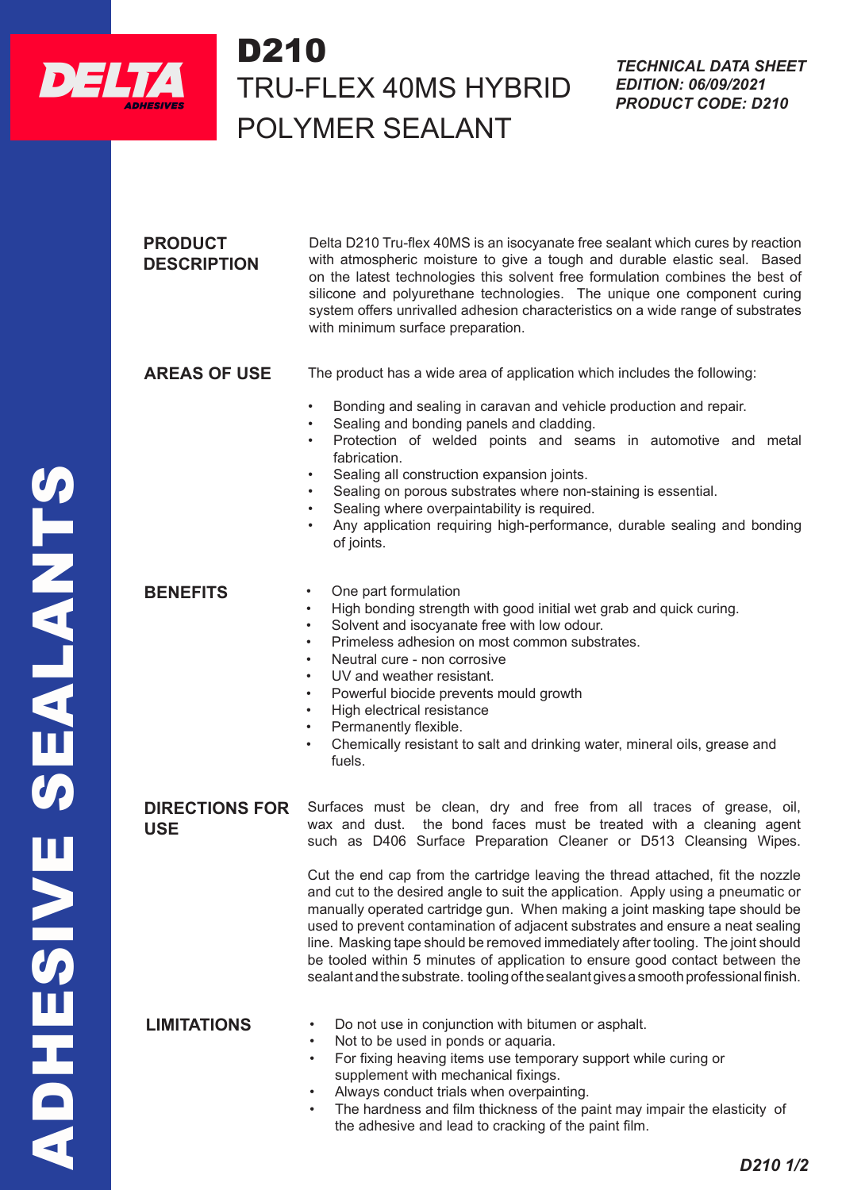# D210

## TRU-FLEX 40MS HYBRID POLYMER SEALANT

***TECHNICAL DATA SHEET***
***EDITION: 06/09/2021***
***PRODUCT CODE: D210***

### PRODUCT DESCRIPTION

Delta D210 Tru-flex 40MS is an isocyanate free sealant which cures by reaction with atmospheric moisture to give a tough and durable elastic seal. Based on the latest technologies this solvent free formulation combines the best of silicone and polyurethane technologies. The unique one component curing system offers unrivalled adhesion characteristics on a wide range of substrates with minimum surface preparation.

### AREAS OF USE

The product has a wide area of application which includes the following:

- Bonding and sealing in caravan and vehicle production and repair.
- Sealing and bonding panels and cladding.
- Protection of welded points and seams in automotive and metal fabrication.
- Sealing all construction expansion joints.
- Sealing on porous substrates where non-staining is essential.
- Sealing where overpaintability is required.
- Any application requiring high-performance, durable sealing and bonding of joints.

### BENEFITS

- One part formulation
- High bonding strength with good initial wet grab and quick curing.
- Solvent and isocyanate free with low odour.
- Primeless adhesion on most common substrates.
- Neutral cure - non corrosive
- UV and weather resistant.
- Powerful biocide prevents mould growth
- High electrical resistance
- Permanently flexible.
- Chemically resistant to salt and drinking water, mineral oils, grease and fuels.

### DIRECTIONS FOR USE

Surfaces must be clean, dry and free from all traces of grease, oil, wax and dust. the bond faces must be treated with a cleaning agent such as D406 Surface Preparation Cleaner or D513 Cleansing Wipes.

Cut the end cap from the cartridge leaving the thread attached, fit the nozzle and cut to the desired angle to suit the application. Apply using a pneumatic or manually operated cartridge gun. When making a joint masking tape should be used to prevent contamination of adjacent substrates and ensure a neat sealing line. Masking tape should be removed immediately after tooling. The joint should be tooled within 5 minutes of application to ensure good contact between the sealant and the substrate. tooling of the sealant gives a smooth professional finish.

### LIMITATIONS

- Do not use in conjunction with bitumen or asphalt.
- Not to be used in ponds or aquaria.
- For fixing heaving items use temporary support while curing or supplement with mechanical fixings.
- Always conduct trials when overpainting.
- The hardness and film thickness of the paint may impair the elasticity of the adhesive and lead to cracking of the paint film.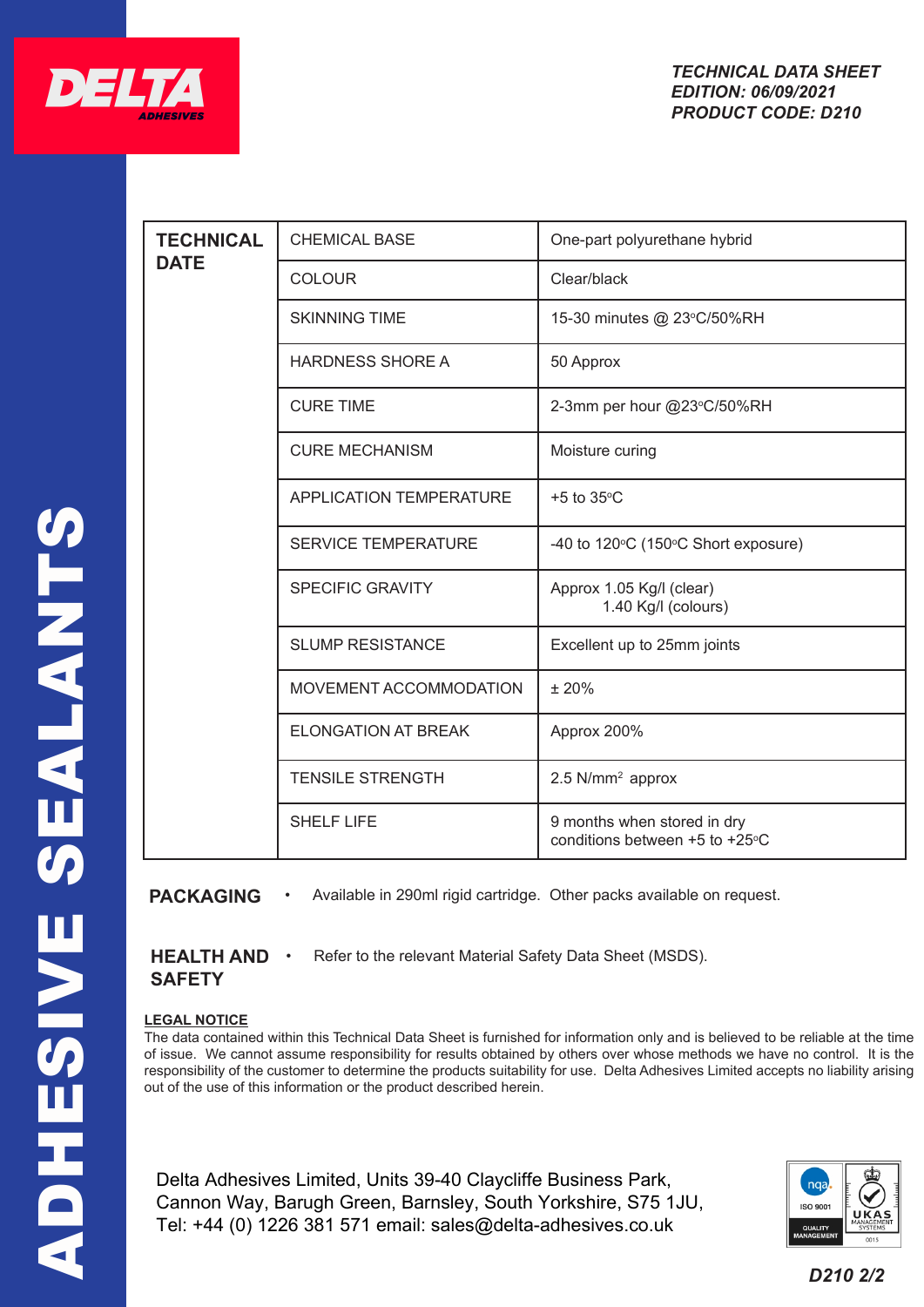TECHNICAL DATA SHEET
EDITION: 06/09/2021
PRODUCT CODE: D210

| | | |
|---|---|---|
| **TECHNICAL DATE** | CHEMICAL BASE | One-part polyurethane hybrid |
| | COLOUR | Clear/black |
| | SKINNING TIME | 15-30 minutes @ 23°C/50%RH |
| | HARDNESS SHORE A | 50 Approx |
| | CURE TIME | 2-3mm per hour @23°C/50%RH |
| | CURE MECHANISM | Moisture curing |
| | APPLICATION TEMPERATURE | +5 to 35°C |
| | SERVICE TEMPERATURE | -40 to 120°C (150°C Short exposure) |
| | SPECIFIC GRAVITY | Approx 1.05 Kg/l (clear)<br>1.40 Kg/l (colours) |
| | SLUMP RESISTANCE | Excellent up to 25mm joints |
| | MOVEMENT ACCOMMODATION | ± 20% |
| | ELONGATION AT BREAK | Approx 200% |
| | TENSILE STRENGTH | 2.5 $N/mm^2$ approx |
| | SHELF LIFE | 9 months when stored in dry conditions between +5 to +25°C |

**PACKAGING**
- Available in 290ml rigid cartridge. Other packs available on request.

**HEALTH AND SAFETY**
- Refer to the relevant Material Safety Data Sheet (MSDS).

**LEGAL NOTICE**

The data contained within this Technical Data Sheet is furnished for information only and is believed to be reliable at the time of issue. We cannot assume responsibility for results obtained by others over whose methods we have no control. It is the responsibility of the customer to determine the products suitability for use. Delta Adhesives Limited accepts no liability arising out of the use of this information or the product described herein.

Delta Adhesives Limited, Units 39-40 Claycliffe Business Park,
Cannon Way, Barugh Green, Barnsley, South Yorkshire, S75 1JU,
Tel: +44 (0) 1226 381 571 email: sales@delta-adhesives.co.uk